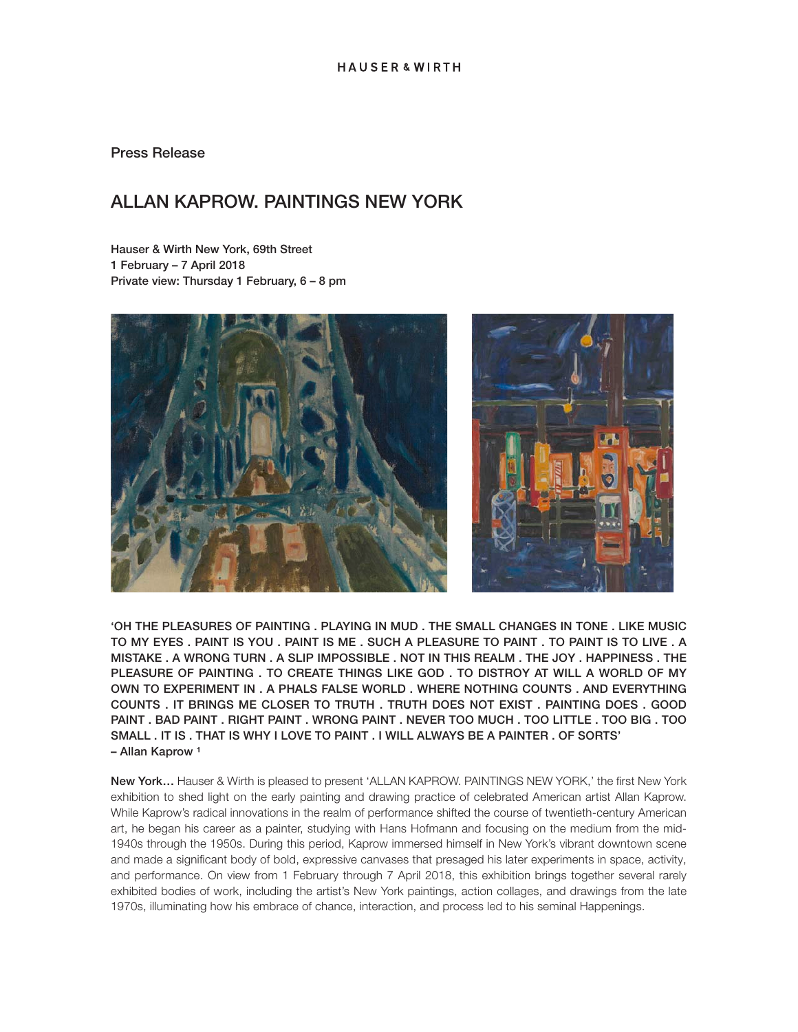HAUSER & WIRTH

Press Release

# ALLAN KAPROW. PAINTINGS NEW YORK

**Hauser & Wirth New York, 69th Street**
**1 February – 7 April 2018**
**Private view: Thursday 1 February, 6 – 8 pm**

**'OH THE PLEASURES OF PAINTING . PLAYING IN MUD . THE SMALL CHANGES IN TONE . LIKE MUSIC TO MY EYES . PAINT IS YOU . PAINT IS ME . SUCH A PLEASURE TO PAINT . TO PAINT IS TO LIVE . A MISTAKE . A WRONG TURN . A SLIP IMPOSSIBLE . NOT IN THIS REALM . THE JOY . HAPPINESS . THE PLEASURE OF PAINTING . TO CREATE THINGS LIKE GOD . TO DISTROY AT WILL A WORLD OF MY OWN TO EXPERIMENT IN . A PHALS FALSE WORLD . WHERE NOTHING COUNTS . AND EVERYTHING COUNTS . IT BRINGS ME CLOSER TO TRUTH . TRUTH DOES NOT EXIST . PAINTING DOES . GOOD PAINT . BAD PAINT . RIGHT PAINT . WRONG PAINT . NEVER TOO MUCH . TOO LITTLE . TOO BIG . TOO SMALL . IT IS . THAT IS WHY I LOVE TO PAINT . I WILL ALWAYS BE A PAINTER . OF SORTS'**
**– Allan Kaprow [1]**

**New York…** Hauser & Wirth is pleased to present 'ALLAN KAPROW. PAINTINGS NEW YORK,' the first New York exhibition to shed light on the early painting and drawing practice of celebrated American artist Allan Kaprow. While Kaprow's radical innovations in the realm of performance shifted the course of twentieth-century American art, he began his career as a painter, studying with Hans Hofmann and focusing on the medium from the mid-1940s through the 1950s. During this period, Kaprow immersed himself in New York's vibrant downtown scene and made a significant body of bold, expressive canvases that presaged his later experiments in space, activity, and performance. On view from 1 February through 7 April 2018, this exhibition brings together several rarely exhibited bodies of work, including the artist's New York paintings, action collages, and drawings from the late 1970s, illuminating how his embrace of chance, interaction, and process led to his seminal Happenings.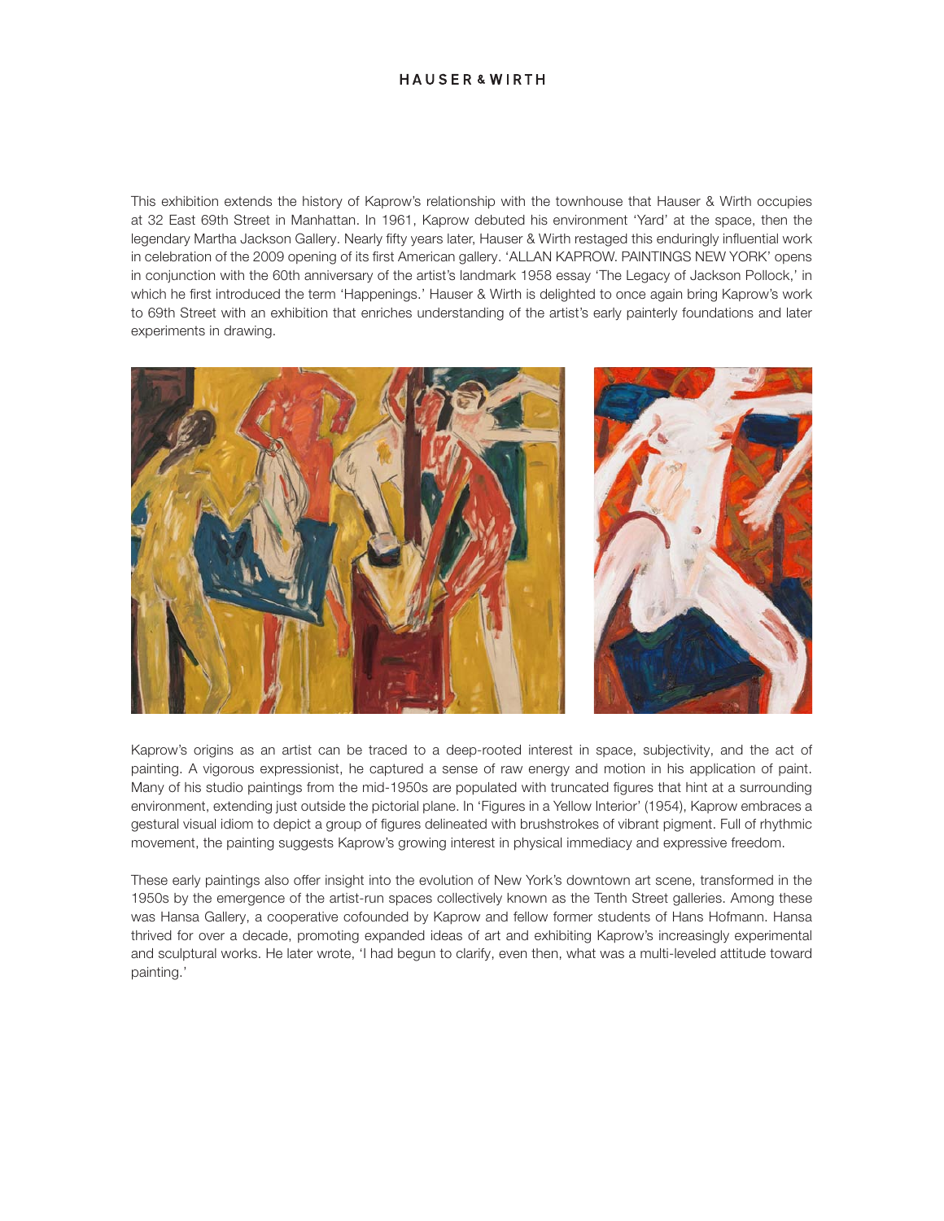This exhibition extends the history of Kaprow's relationship with the townhouse that Hauser & Wirth occupies at 32 East 69th Street in Manhattan. In 1961, Kaprow debuted his environment 'Yard' at the space, then the legendary Martha Jackson Gallery. Nearly fifty years later, Hauser & Wirth restaged this enduringly influential work in celebration of the 2009 opening of its first American gallery. 'ALLAN KAPROW. PAINTINGS NEW YORK' opens in conjunction with the 60th anniversary of the artist's landmark 1958 essay 'The Legacy of Jackson Pollock,' in which he first introduced the term 'Happenings.' Hauser & Wirth is delighted to once again bring Kaprow's work to 69th Street with an exhibition that enriches understanding of the artist's early painterly foundations and later experiments in drawing.

Kaprow's origins as an artist can be traced to a deep-rooted interest in space, subjectivity, and the act of painting. A vigorous expressionist, he captured a sense of raw energy and motion in his application of paint. Many of his studio paintings from the mid-1950s are populated with truncated figures that hint at a surrounding environment, extending just outside the pictorial plane. In 'Figures in a Yellow Interior' (1954), Kaprow embraces a gestural visual idiom to depict a group of figures delineated with brushstrokes of vibrant pigment. Full of rhythmic movement, the painting suggests Kaprow's growing interest in physical immediacy and expressive freedom.

These early paintings also offer insight into the evolution of New York's downtown art scene, transformed in the 1950s by the emergence of the artist-run spaces collectively known as the Tenth Street galleries. Among these was Hansa Gallery, a cooperative cofounded by Kaprow and fellow former students of Hans Hofmann. Hansa thrived for over a decade, promoting expanded ideas of art and exhibiting Kaprow's increasingly experimental and sculptural works. He later wrote, 'I had begun to clarify, even then, what was a multi-leveled attitude toward painting.'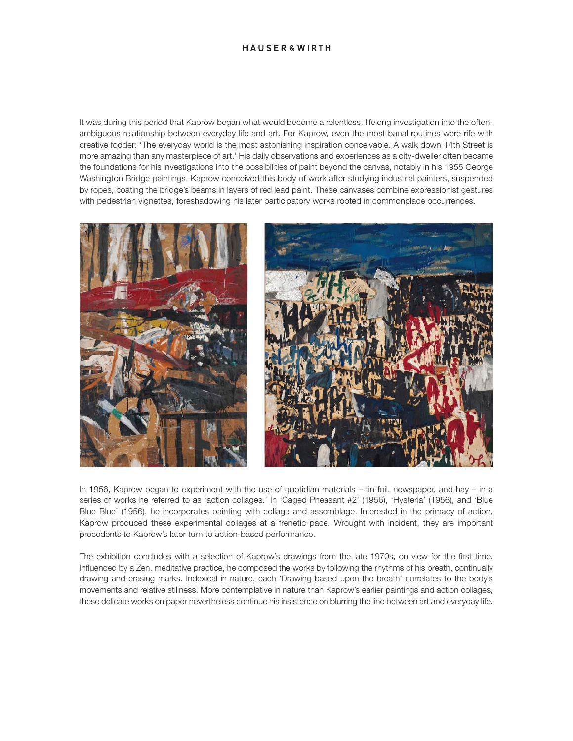It was during this period that Kaprow began what would become a relentless, lifelong investigation into the often-ambiguous relationship between everyday life and art. For Kaprow, even the most banal routines were rife with creative fodder: 'The everyday world is the most astonishing inspiration conceivable. A walk down 14th Street is more amazing than any masterpiece of art.' His daily observations and experiences as a city-dweller often became the foundations for his investigations into the possibilities of paint beyond the canvas, notably in his 1955 George Washington Bridge paintings. Kaprow conceived this body of work after studying industrial painters, suspended by ropes, coating the bridge's beams in layers of red lead paint. These canvases combine expressionist gestures with pedestrian vignettes, foreshadowing his later participatory works rooted in commonplace occurrences.

In 1956, Kaprow began to experiment with the use of quotidian materials – tin foil, newspaper, and hay – in a series of works he referred to as 'action collages.' In 'Caged Pheasant #2' (1956), 'Hysteria' (1956), and 'Blue Blue Blue' (1956), he incorporates painting with collage and assemblage. Interested in the primacy of action, Kaprow produced these experimental collages at a frenetic pace. Wrought with incident, they are important precedents to Kaprow's later turn to action-based performance.

The exhibition concludes with a selection of Kaprow's drawings from the late 1970s, on view for the first time. Influenced by a Zen, meditative practice, he composed the works by following the rhythms of his breath, continually drawing and erasing marks. Indexical in nature, each 'Drawing based upon the breath' correlates to the body's movements and relative stillness. More contemplative in nature than Kaprow's earlier paintings and action collages, these delicate works on paper nevertheless continue his insistence on blurring the line between art and everyday life.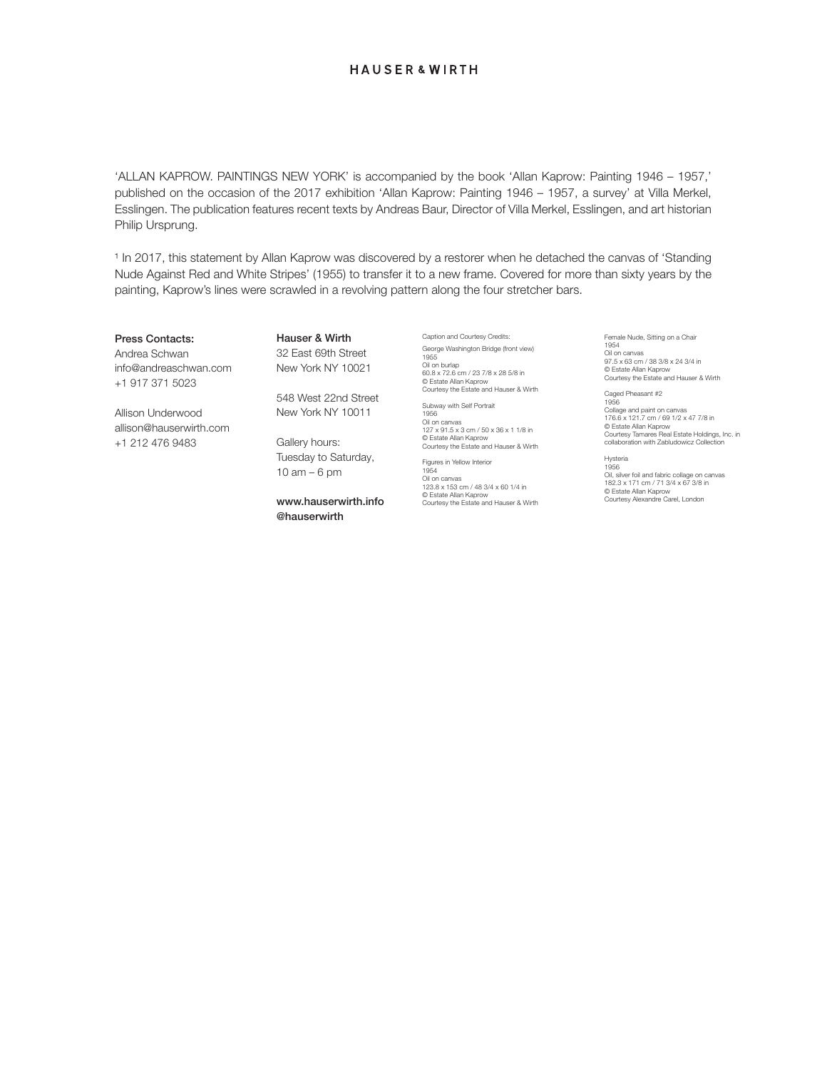'ALLAN KAPROW. PAINTINGS NEW YORK' is accompanied by the book 'Allan Kaprow: Painting 1946 – 1957,' published on the occasion of the 2017 exhibition 'Allan Kaprow: Painting 1946 – 1957, a survey' at Villa Merkel, Esslingen. The publication features recent texts by Andreas Baur, Director of Villa Merkel, Esslingen, and art historian Philip Ursprung.

[1] In 2017, this statement by Allan Kaprow was discovered by a restorer when he detached the canvas of 'Standing Nude Against Red and White Stripes' (1955) to transfer it to a new frame. Covered for more than sixty years by the painting, Kaprow's lines were scrawled in a revolving pattern along the four stretcher bars.

**Press Contacts:**
Andrea Schwan
info@andreaschwan.com
+1 917 371 5023

Allison Underwood
allison@hauserwirth.com
+1 212 476 9483

**Hauser & Wirth**
32 East 69th Street
New York NY 10021

548 West 22nd Street
New York NY 10011

Gallery hours:
Tuesday to Saturday,
10 am – 6 pm

**www.hauserwirth.info**
**@hauserwirth**

Caption and Courtesy Credits:

George Washington Bridge (front view)
1955
Oil on burlap
60.8 x 72.6 cm / 23 7/8 x 28 5/8 in
© Estate Allan Kaprow
Courtesy the Estate and Hauser & Wirth

Subway with Self Portrait
1956
Oil on canvas
127 x 91.5 x 3 cm / 50 x 36 x 1 1/8 in
© Estate Allan Kaprow
Courtesy the Estate and Hauser & Wirth

Figures in Yellow Interior
1954
Oil on canvas
123.8 x 153 cm / 48 3/4 x 60 1/4 in
© Estate Allan Kaprow
Courtesy the Estate and Hauser & Wirth

Female Nude, Sitting on a Chair
1954
Oil on canvas
97.5 x 63 cm / 38 3/8 x 24 3/4 in
© Estate Allan Kaprow
Courtesy the Estate and Hauser & Wirth

Caged Pheasant #2
1956
Collage and paint on canvas
176.6 x 121.7 cm / 69 1/2 x 47 7/8 in
© Estate Allan Kaprow
Courtesy Tamares Real Estate Holdings, Inc. in collaboration with Zabludowicz Collection

Hysteria
1956
Oil, silver foil and fabric collage on canvas
182.3 x 171 cm / 71 3/4 x 67 3/8 in
© Estate Allan Kaprow
Courtesy Alexandre Carel, London